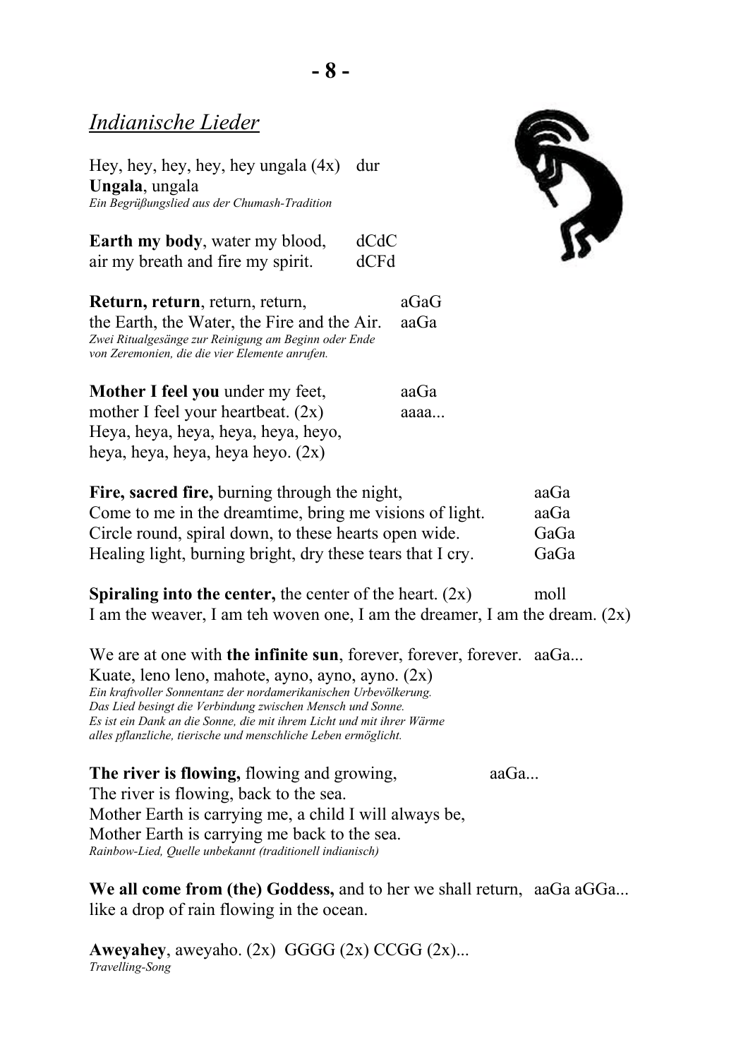## *Indianische Lieder*

Hey, hey, hey, hey, hey ungala (4x) dur
**Ungala**, ungala
*Ein Begrüßungslied aus der Chumash-Tradition*

**Earth my body**, water my blood, dCdC
air my breath and fire my spirit. dCFd

**Return, return**, return, return, aGaG
the Earth, the Water, the Fire and the Air. aaGa
*Zwei Ritualgesänge zur Reinigung am Beginn oder Ende von Zeremonien, die die vier Elemente anrufen.*

**Mother I feel you** under my feet, aaGa
mother I feel your heartbeat. (2x) aaaa...
Heya, heya, heya, heya, heya, heyo,
heya, heya, heya, heya heyo. (2x)

**Fire, sacred fire,** burning through the night, aaGa
Come to me in the dreamtime, bring me visions of light. aaGa
Circle round, spiral down, to these hearts open wide. GaGa
Healing light, burning bright, dry these tears that I cry. GaGa

**Spiraling into the center,** the center of the heart. (2x) moll
I am the weaver, I am teh woven one, I am the dreamer, I am the dream. (2x)

We are at one with **the infinite sun**, forever, forever, forever. aaGa...
Kuate, leno leno, mahote, ayno, ayno, ayno. (2x)
*Ein kraftvoller Sonnentanz der nordamerikanischen Urbevölkerung. Das Lied besingt die Verbindung zwischen Mensch und Sonne. Es ist ein Dank an die Sonne, die mit ihrem Licht und mit ihrer Wärme alles pflanzliche, tierische und menschliche Leben ermöglicht.*

**The river is flowing,** flowing and growing, aaGa...
The river is flowing, back to the sea.
Mother Earth is carrying me, a child I will always be,
Mother Earth is carrying me back to the sea.
*Rainbow-Lied, Quelle unbekannt (traditionell indianisch)*

**We all come from (the) Goddess,** and to her we shall return, aaGa aGGa...
like a drop of rain flowing in the ocean.

**Aweyahey**, aweyaho. (2x) GGGG (2x) CCGG (2x)...
*Travelling-Song*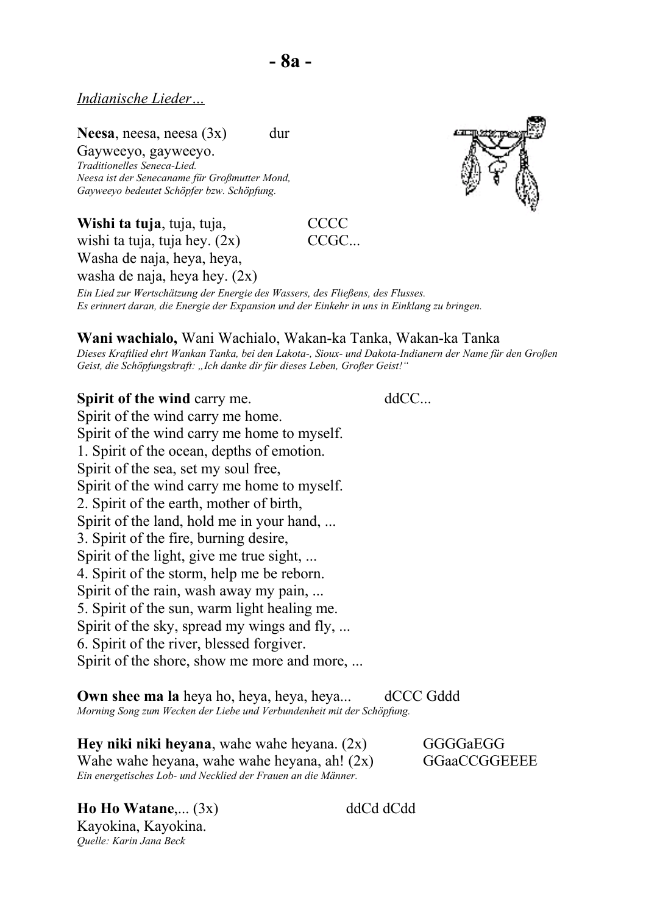*Indianische Lieder…*

**Neesa**, neesa, neesa (3x) dur
Gayweeyo, gayweeyo.
*Traditionelles Seneca-Lied.*
*Neesa ist der Senecaname für Großmutter Mond,*
*Gayweeyo bedeutet Schöpfer bzw. Schöpfung.*

**Wishi ta tuja**, tuja, tuja, CCCC
wishi ta tuja, tuja hey. (2x) CCGC...
Washa de naja, heya, heya,
washa de naja, heya hey. (2x)
*Ein Lied zur Wertschätzung der Energie des Wassers, des Fließens, des Flusses.*
*Es erinnert daran, die Energie der Expansion und der Einkehr in uns in Einklang zu bringen.*

**Wani wachialo,** Wani Wachialo, Wakan-ka Tanka, Wakan-ka Tanka
*Dieses Kraftlied ehrt Wankan Tanka, bei den Lakota-, Sioux- und Dakota-Indianern der Name für den Großen Geist, die Schöpfungskraft: „Ich danke dir für dieses Leben, Großer Geist!"*

**Spirit of the wind** carry me. ddCC...
Spirit of the wind carry me home.
Spirit of the wind carry me home to myself.
1. Spirit of the ocean, depths of emotion.
Spirit of the sea, set my soul free,
Spirit of the wind carry me home to myself.
2. Spirit of the earth, mother of birth,
Spirit of the land, hold me in your hand, ...
3. Spirit of the fire, burning desire,
Spirit of the light, give me true sight, ...
4. Spirit of the storm, help me be reborn.
Spirit of the rain, wash away my pain, ...
5. Spirit of the sun, warm light healing me.
Spirit of the sky, spread my wings and fly, ...
6. Spirit of the river, blessed forgiver.
Spirit of the shore, show me more and more, ...

**Own shee ma la** heya ho, heya, heya, heya... dCCC Gddd
*Morning Song zum Wecken der Liebe und Verbundenheit mit der Schöpfung.*

**Hey niki niki heyana**, wahe wahe heyana. (2x) GGGGaEGG
Wahe wahe heyana, wahe wahe heyana, ah! (2x) GGaaCCGGEEEE
*Ein energetisches Lob- und Necklied der Frauen an die Männer.*

**Ho Ho Watane**,... (3x) ddCd dCdd
Kayokina, Kayokina.
*Quelle: Karin Jana Beck*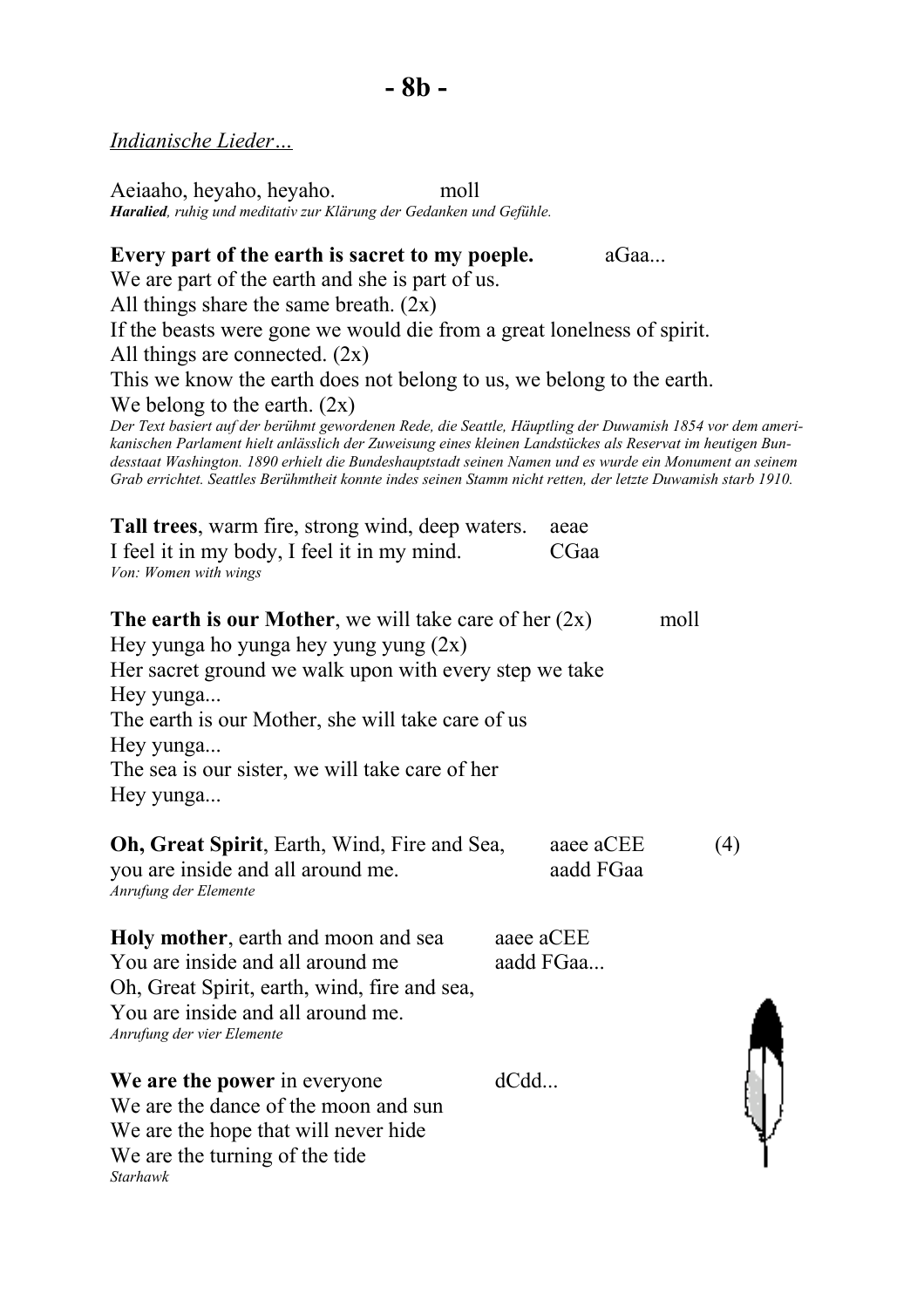*Indianische Lieder…*

Aeiaaho, heyaho, heyaho. moll
***Haralied**, ruhig und meditativ zur Klärung der Gedanken und Gefühle.*

**Every part of the earth is sacret to my poeple.** aGaa...
We are part of the earth and she is part of us.
All things share the same breath. (2x)
If the beasts were gone we would die from a great lonelness of spirit.
All things are connected. (2x)
This we know the earth does not belong to us, we belong to the earth.
We belong to the earth. (2x)
*Der Text basiert auf der berühmt gewordenen Rede, die Seattle, Häuptling der Duwamish 1854 vor dem amerikanischen Parlament hielt anlässlich der Zuweisung eines kleinen Landstückes als Reservat im heutigen Bundesstaat Washington. 1890 erhielt die Bundeshauptstadt seinen Namen und es wurde ein Monument an seinem Grab errichtet. Seattles Berühmtheit konnte indes seinen Stamm nicht retten, der letzte Duwamish starb 1910.*

**Tall trees**, warm fire, strong wind, deep waters. aeae
I feel it in my body, I feel it in my mind. CGaa
*Von: Women with wings*

**The earth is our Mother**, we will take care of her (2x) moll
Hey yunga ho yunga hey yung yung (2x)
Her sacret ground we walk upon with every step we take
Hey yunga...
The earth is our Mother, she will take care of us
Hey yunga...
The sea is our sister, we will take care of her
Hey yunga...

**Oh, Great Spirit**, Earth, Wind, Fire and Sea, aaee aCEE (4)
you are inside and all around me. aadd FGaa
*Anrufung der Elemente*

**Holy mother**, earth and moon and sea aaee aCEE
You are inside and all around me aadd FGaa...
Oh, Great Spirit, earth, wind, fire and sea,
You are inside and all around me.
*Anrufung der vier Elemente*

**We are the power** in everyone dCdd...
We are the dance of the moon and sun
We are the hope that will never hide
We are the turning of the tide
*Starhawk*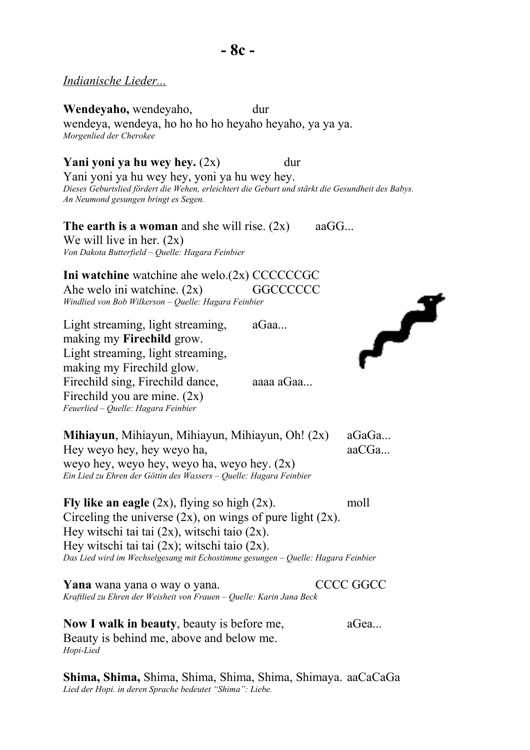*Indianische Lieder...*

**Wendeyaho,** wendeyaho, dur
wendeya, wendeya, ho ho ho ho heyaho heyaho, ya ya ya.
*Morgenlied der Cherokee*

**Yani yoni ya hu wey hey.** (2x) dur
Yani yoni ya hu wey hey, yoni ya hu wey hey.
*Dieses Geburtslied fördert die Wehen, erleichtert die Geburt und stärkt die Gesundheit des Babys. An Neumond gesungen bringt es Segen.*

**The earth is a woman** and she will rise. (2x) aaGG...
We will live in her. (2x)
*Von Dakota Butterfield – Quelle: Hagara Feinbier*

**Ini watchine** watchine ahe welo.(2x) CCCCCCGC
Ahe welo ini watchine. (2x) GGCCCCCC
*Windlied von Bob Wilkerson – Quelle: Hagara Feinbier*

Light streaming, light streaming, aGaa...
making my **Firechild** grow.
Light streaming, light streaming,
making my Firechild glow.
Firechild sing, Firechild dance, aaaa aGaa...
Firechild you are mine. (2x)
*Feuerlied – Quelle: Hagara Feinbier*

**Mihiayun**, Mihiayun, Mihiayun, Mihiayun, Oh! (2x) aGaGa...
Hey weyo hey, hey weyo ha, aaCGa...
weyo hey, weyo hey, weyo ha, weyo hey. (2x)
*Ein Lied zu Ehren der Göttin des Wassers – Quelle: Hagara Feinbier*

**Fly like an eagle** (2x), flying so high (2x). moll
Circeling the universe (2x), on wings of pure light (2x).
Hey witschi tai tai (2x), witschi taio (2x).
Hey witschi tai tai (2x); witschi taio (2x).
*Das Lied wird im Wechselgesang mit Echostimme gesungen – Quelle: Hagara Feinbier*

**Yana** wana yana o way o yana. CCCC GGCC
*Kraftlied zu Ehren der Weisheit von Frauen – Quelle: Karin Jana Beck*

**Now I walk in beauty**, beauty is before me, aGea...
Beauty is behind me, above and below me.
*Hopi-Lied*

**Shima, Shima,** Shima, Shima, Shima, Shima, Shimaya. aaCaCaGa
*Lied der Hopi. in deren Sprache bedeutet "Shima": Liebe.*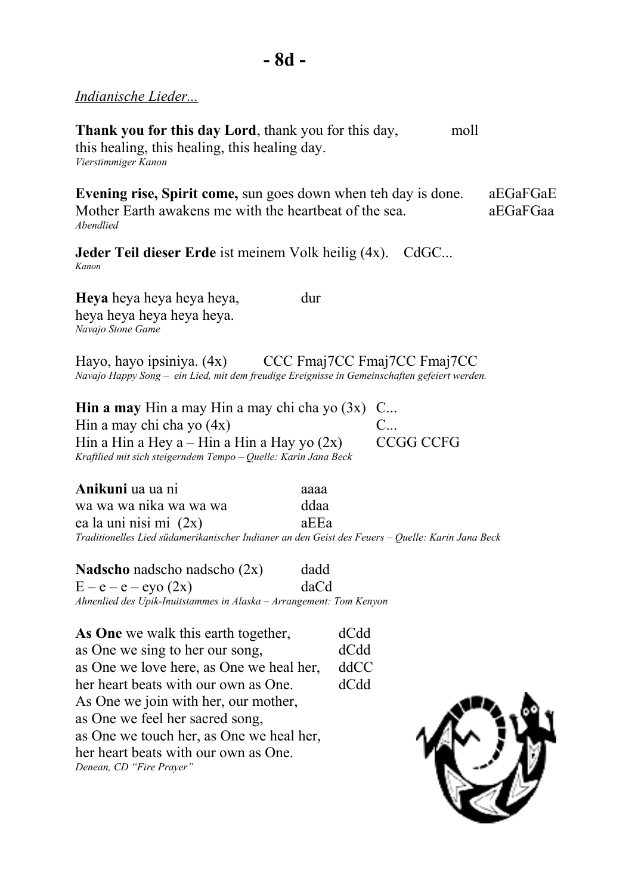- 8d -

*Indianische Lieder...*

**Thank you for this day Lord**, thank you for this day,  moll
this healing, this healing, this healing day.
*Vierstimmiger Kanon*

**Evening rise, Spirit come,** sun goes down when teh day is done.  aEGaFGaE
Mother Earth awakens me with the heartbeat of the sea.  aEGaFGaa
*Abendlied*

**Jeder Teil dieser Erde** ist meinem Volk heilig (4x).  CdGC...
*Kanon*

**Heya** heya heya heya heya,  dur
heya heya heya heya heya.
*Navajo Stone Game*

Hayo, hayo ipsiniya. (4x)  CCC Fmaj7CC Fmaj7CC Fmaj7CC
*Navajo Happy Song – ein Lied, mit dem freudige Ereignisse in Gemeinschaften gefeiert werden.*

**Hin a may** Hin a may Hin a may chi cha yo (3x)  C...
Hin a may chi cha yo (4x)  C...
Hin a Hin a Hey a – Hin a Hin a Hay yo (2x)  CCGG CCFG
*Kraftlied mit sich steigerndem Tempo – Quelle: Karin Jana Beck*

**Anikuni** ua ua ni  aaaa
wa wa wa nika wa wa wa  ddaa
ea la uni nisi mi (2x)  aEEa
*Traditionelles Lied südamerikanischer Indianer an den Geist des Feuers – Quelle: Karin Jana Beck*

**Nadscho** nadscho nadscho (2x)  dadd
E – e – e – eyo (2x)  daCd
*Ahnenlied des Upik-Inuitstammes in Alaska – Arrangement: Tom Kenyon*

**As One** we walk this earth together,  dCdd
as One we sing to her our song,  dCdd
as One we love here, as One we heal her,  ddCC
her heart beats with our own as One.  dCdd
As One we join with her, our mother,
as One we feel her sacred song,
as One we touch her, as One we heal her,
her heart beats with our own as One.
*Denean, CD "Fire Prayer"*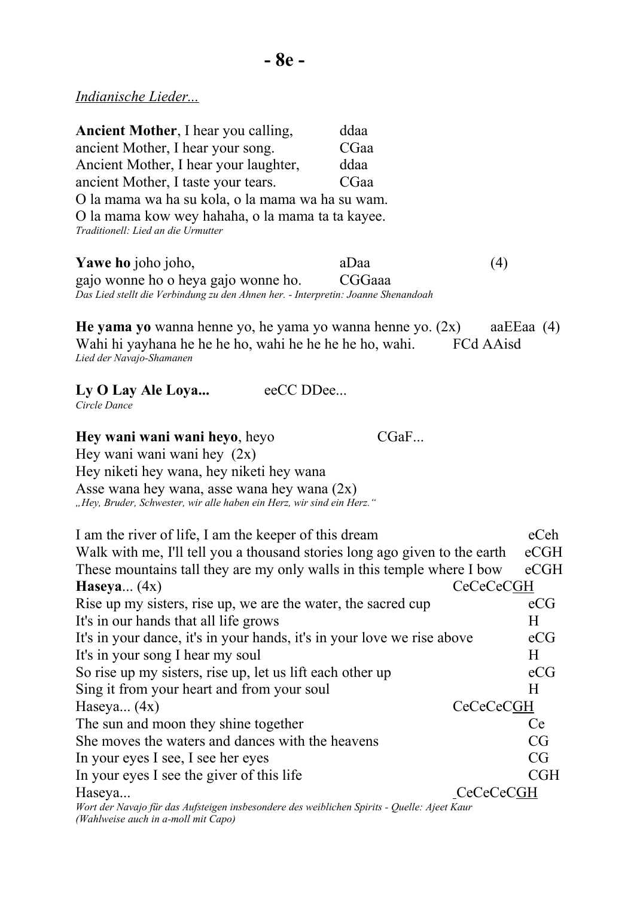*Indianische Lieder...*

**Ancient Mother**, I hear you calling, ddaa
ancient Mother, I hear your song. CGaa
Ancient Mother, I hear your laughter, ddaa
ancient Mother, I taste your tears. CGaa
O la mama wa ha su kola, o la mama wa ha su wam.
O la mama kow wey hahaha, o la mama ta ta kayee.
*Traditionell: Lied an die Urmutter*

**Yawe ho** joho joho, aDaa (4)
gajo wonne ho o heya gajo wonne ho. CGGaaa
*Das Lied stellt die Verbindung zu den Ahnen her. - Interpretin: Joanne Shenandoah*

**He yama yo** wanna henne yo, he yama yo wanna henne yo. (2x) aaEEaa (4)
Wahi hi yayhana he he he ho, wahi he he he he ho, wahi. FCd AAisd
*Lied der Navajo-Shamanen*

**Ly O Lay Ale Loya...** eeCC DDee...
*Circle Dance*

**Hey wani wani wani heyo**, heyo CGaF...
Hey wani wani wani hey (2x)
Hey niketi hey wana, hey niketi hey wana
Asse wana hey wana, asse wana hey wana (2x)
*„Hey, Bruder, Schwester, wir alle haben ein Herz, wir sind ein Herz."*

I am the river of life, I am the keeper of this dream eCeh
Walk with me, I'll tell you a thousand stories long ago given to the earth eCGH
These mountains tall they are my only walls in this temple where I bow eCGH
**Haseya**... (4x) CeCeCeC<u>GH</u>
Rise up my sisters, rise up, we are the water, the sacred cup eCG
It's in our hands that all life grows H
It's in your dance, it's in your hands, it's in your love we rise above eCG
It's in your song I hear my soul H
So rise up my sisters, rise up, let us lift each other up eCG
Sing it from your heart and from your soul H
Haseya... (4x) CeCeCeC<u>GH</u>
The sun and moon they shine together Ce
She moves the waters and dances with the heavens CG
In your eyes I see, I see her eyes CG
In your eyes I see the giver of this life CGH
Haseya... CeCeCeC<u>GH</u>
*Wort der Navajo für das Aufsteigen insbesondere des weiblichen Spirits - Quelle: Ajeet Kaur (Wahlweise auch in a-moll mit Capo)*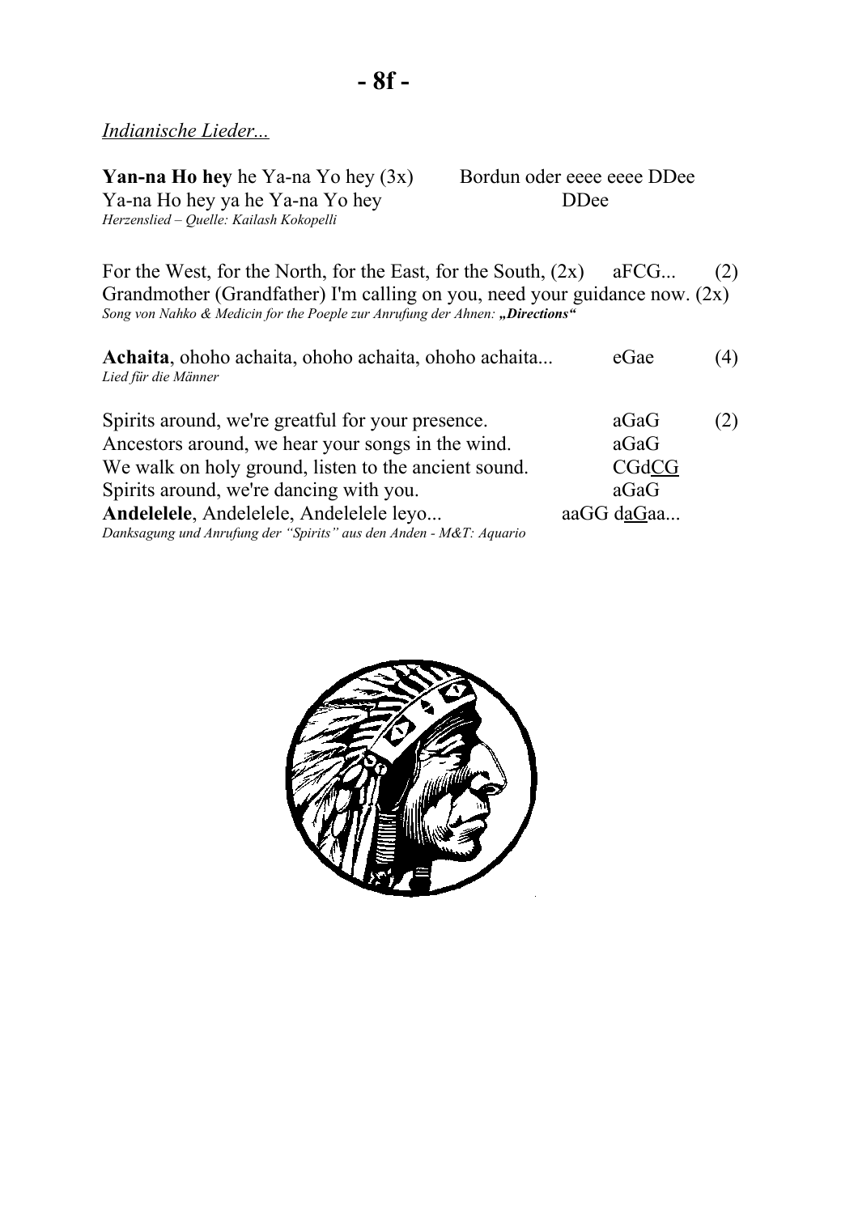*Indianische Lieder...*

**Yan-na Ho hey** he Ya-na Yo hey (3x) Bordun oder eeee eeee DDee
Ya-na Ho hey ya he Ya-na Yo hey DDee
*Herzenslied – Quelle: Kailash Kokopelli*

For the West, for the North, for the East, for the South, (2x) aFCG... (2)
Grandmother (Grandfather) I'm calling on you, need your guidance now. (2x)
*Song von Nahko & Medicin for the Poeple zur Anrufung der Ahnen: **„Directions“***

**Achaita**, ohoho achaita, ohoho achaita, ohoho achaita... eGae (4)
*Lied für die Männer*

Spirits around, we're greatful for your presence. aGaG (2)
Ancestors around, we hear your songs in the wind. aGaG
We walk on holy ground, listen to the ancient sound. CGdCG
Spirits around, we're dancing with you. aGaG
**Andelelele**, Andelelele, Andelelele leyo... aaGG daGaa...
*Danksagung und Anrufung der "Spirits" aus den Anden - M&T: Aquario*